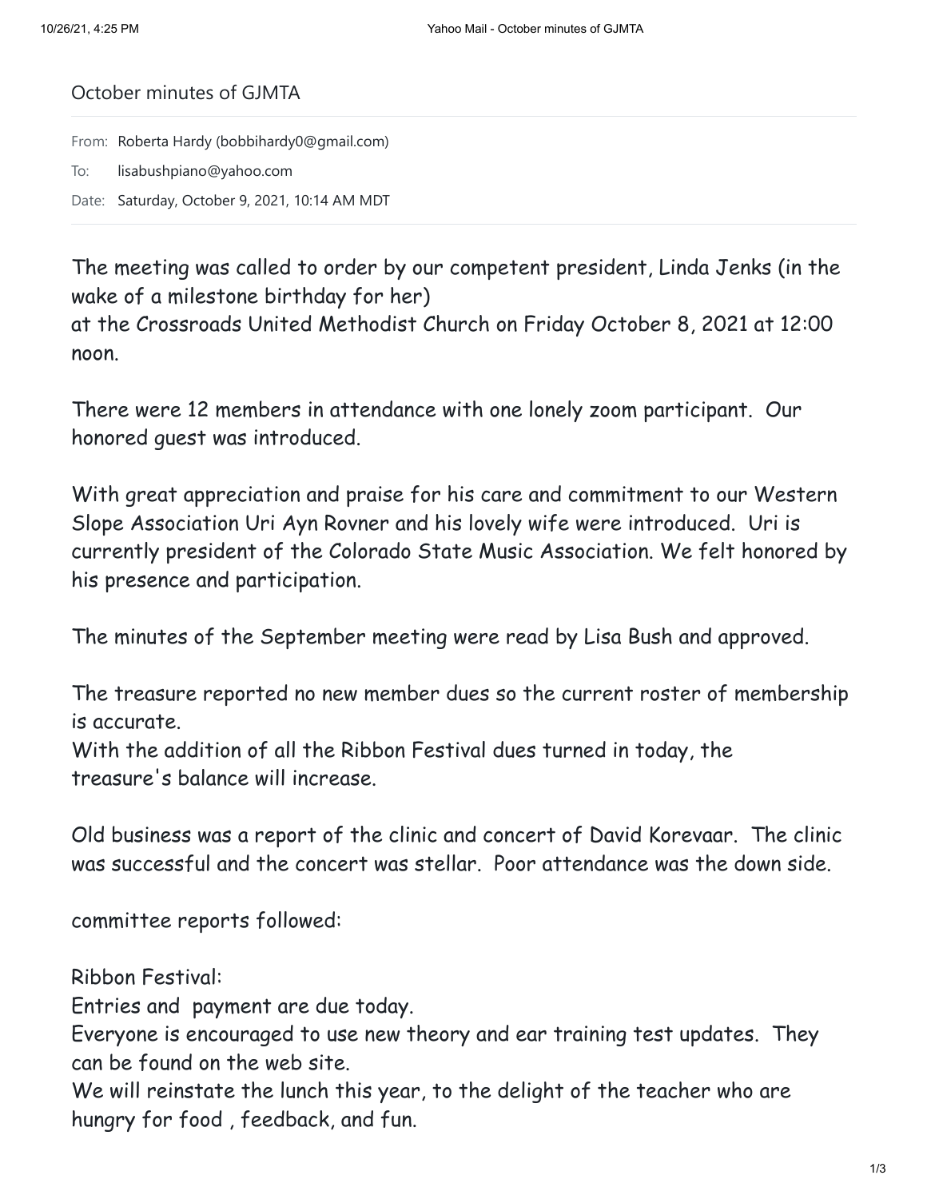# October minutes of GJMTA

From: Roberta Hardy (bobbihardy0@gmail.com)

To: lisabushpiano@yahoo.com

Date: Saturday, October 9, 2021, 10:14 AM MDT

The meeting was called to order by our competent president, Linda Jenks (in the wake of a milestone birthday for her)
at the Crossroads United Methodist Church on Friday October 8, 2021 at 12:00 noon.

There were 12 members in attendance with one lonely zoom participant. Our honored guest was introduced.

With great appreciation and praise for his care and commitment to our Western Slope Association Uri Ayn Rovner and his lovely wife were introduced. Uri is currently president of the Colorado State Music Association. We felt honored by his presence and participation.

The minutes of the September meeting were read by Lisa Bush and approved.

The treasure reported no new member dues so the current roster of membership is accurate.
With the addition of all the Ribbon Festival dues turned in today, the treasure's balance will increase.

Old business was a report of the clinic and concert of David Korevaar. The clinic was successful and the concert was stellar. Poor attendance was the down side.

committee reports followed:

Ribbon Festival:
Entries and payment are due today.
Everyone is encouraged to use new theory and ear training test updates. They can be found on the web site.
We will reinstate the lunch this year, to the delight of the teacher who are hungry for food , feedback, and fun.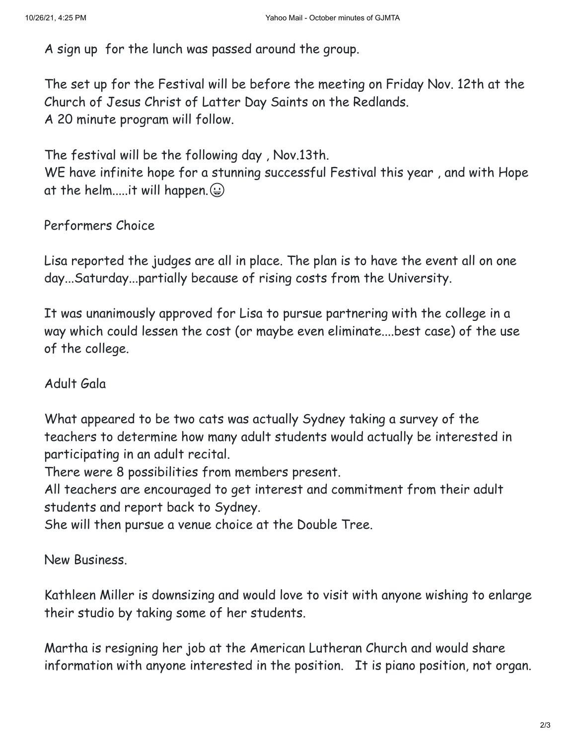A sign up  for the lunch was passed around the group.

The set up for the Festival will be before the meeting on Friday Nov. 12th at the Church of Jesus Christ of Latter Day Saints on the Redlands.
A 20 minute program will follow.

The festival will be the following day , Nov.13th.
WE have infinite hope for a stunning successful Festival this year , and with Hope at the helm.....it will happen.😀

Performers Choice

Lisa reported the judges are all in place. The plan is to have the event all on one day...Saturday...partially because of rising costs from the University.

It was unanimously approved for Lisa to pursue partnering with the college in a way which could lessen the cost (or maybe even eliminate....best case) of the use of the college.

Adult Gala

What appeared to be two cats was actually Sydney taking a survey of the teachers to determine how many adult students would actually be interested in participating in an adult recital.
There were 8 possibilities from members present.
All teachers are encouraged to get interest and commitment from their adult students and report back to Sydney.
She will then pursue a venue choice at the Double Tree.

New Business.

Kathleen Miller is downsizing and would love to visit with anyone wishing to enlarge their studio by taking some of her students.

Martha is resigning her job at the American Lutheran Church and would share information with anyone interested in the position.   It is piano position, not organ.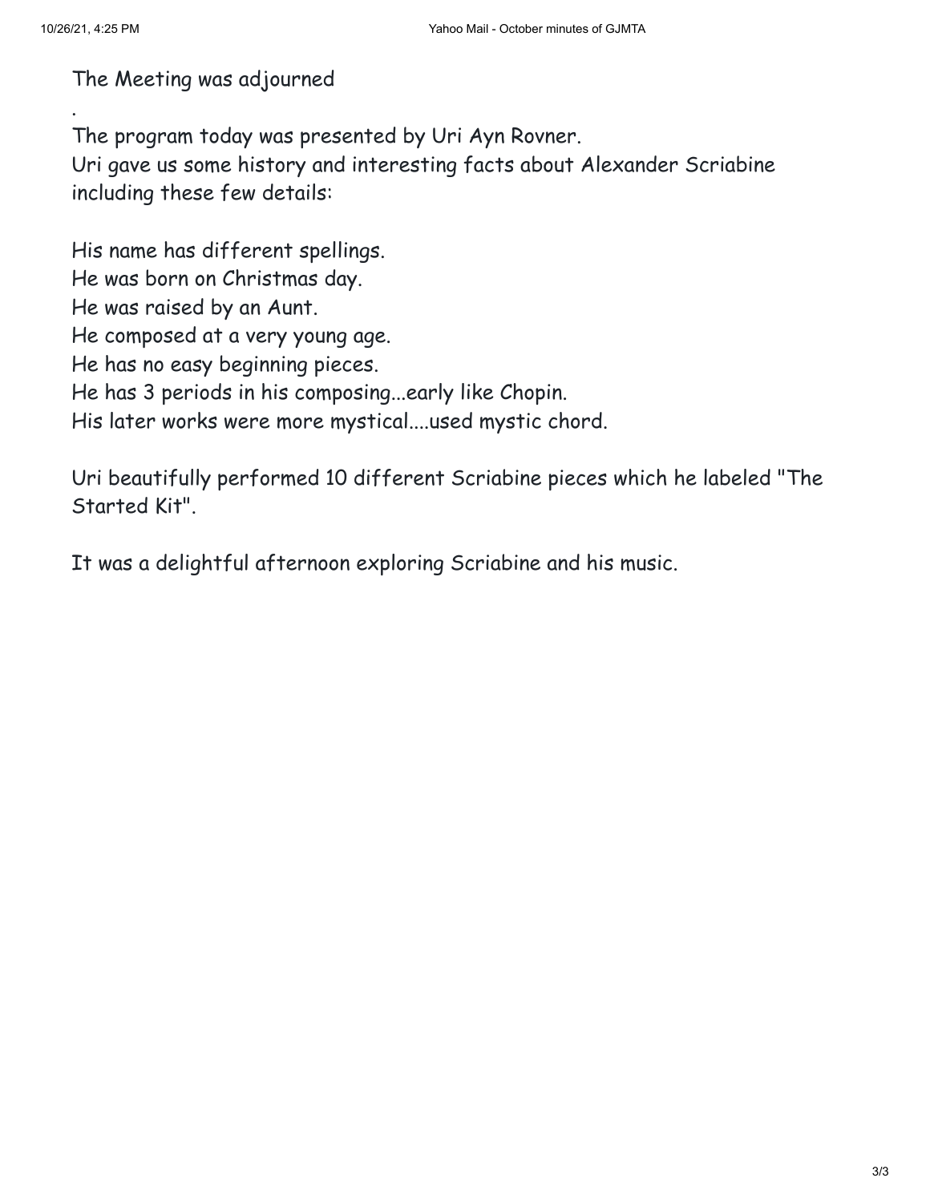The Meeting was adjourned

.

The program today was presented by Uri Ayn Rovner.
Uri gave us some history and interesting facts about Alexander Scriabine including these few details:

His name has different spellings.
He was born on Christmas day.
He was raised by an Aunt.
He composed at a very young age.
He has no easy beginning pieces.
He has 3 periods in his composing...early like Chopin.
His later works were more mystical....used mystic chord.

Uri beautifully performed 10 different Scriabine pieces which he labeled "The Started Kit".

It was a delightful afternoon exploring Scriabine and his music.